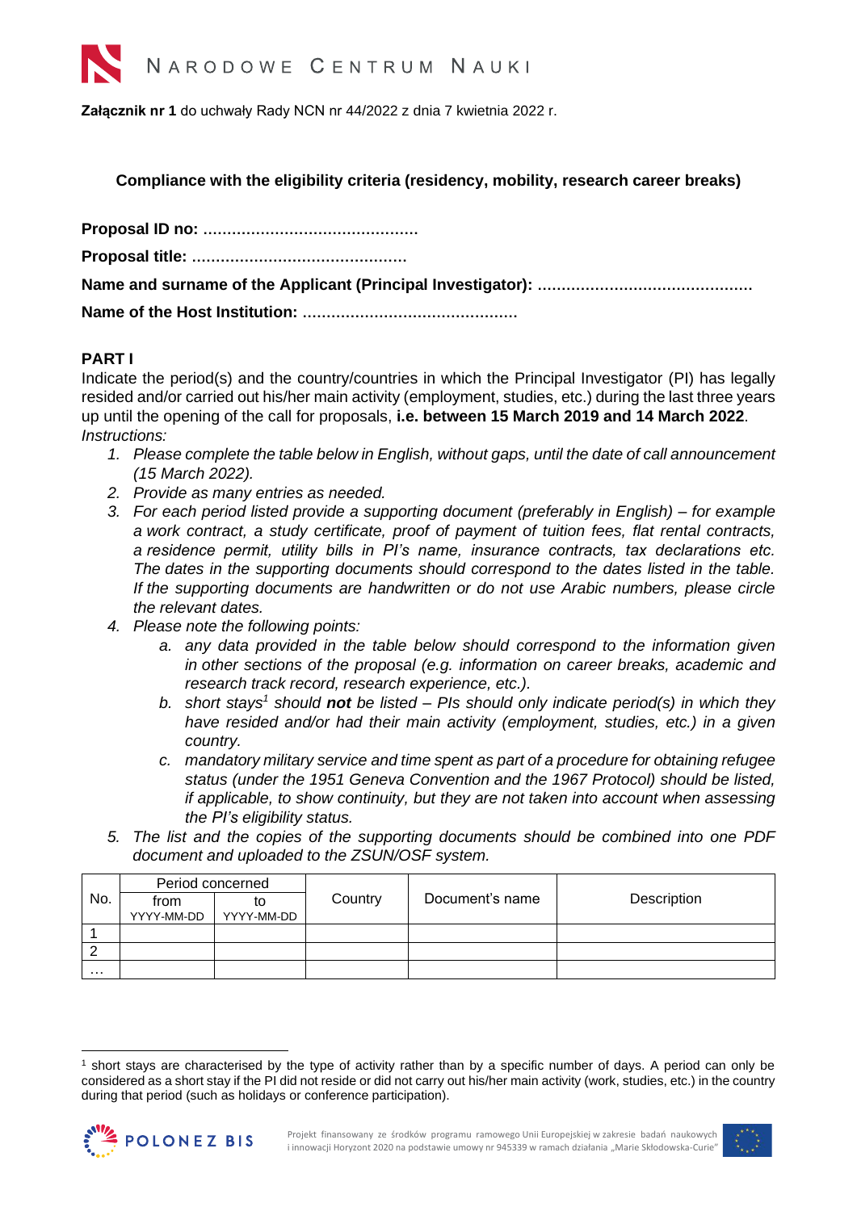NARODOWE CENTRUM NAUKI

**Załącznik nr 1** do uchwały Rady NCN nr 44/2022 z dnia 7 kwietnia 2022 r.

**Compliance with the eligibility criteria (residency, mobility, research career breaks)**

**Proposal ID no: ……………………………………….**

**Proposal title: ……………………………………….**

**Name and surname of the Applicant (Principal Investigator): ……………………………………….**

**Name of the Host Institution: ……………………………………….**

## PART I

Indicate the period(s) and the country/countries in which the Principal Investigator (PI) has legally resided and/or carried out his/her main activity (employment, studies, etc.) during the last three years up until the opening of the call for proposals, **i.e. between 15 March 2019 and 14 March 2022**.

*Instructions:*

1. *Please complete the table below in English, without gaps, until the date of call announcement (15 March 2022).*
2. *Provide as many entries as needed.*
3. *For each period listed provide a supporting document (preferably in English) – for example a work contract, a study certificate, proof of payment of tuition fees, flat rental contracts, a residence permit, utility bills in PI's name, insurance contracts, tax declarations etc. The dates in the supporting documents should correspond to the dates listed in the table. If the supporting documents are handwritten or do not use Arabic numbers, please circle the relevant dates.*
4. *Please note the following points:*
    a. *any data provided in the table below should correspond to the information given in other sections of the proposal (e.g. information on career breaks, academic and research track record, research experience, etc.).*
    b. *short stays[1] should **not** be listed – PIs should only indicate period(s) in which they have resided and/or had their main activity (employment, studies, etc.) in a given country.*
    c. *mandatory military service and time spent as part of a procedure for obtaining refugee status (under the 1951 Geneva Convention and the 1967 Protocol) should be listed, if applicable, to show continuity, but they are not taken into account when assessing the PI's eligibility status.*
5. *The list and the copies of the supporting documents should be combined into one PDF document and uploaded to the ZSUN/OSF system.*

| No. | Period concerned | | Country | Document's name | Description |
|---|---|---|---|---|---|
| | from YYYY-MM-DD | to YYYY-MM-DD | | | |
| 1 | | | | | |
| 2 | | | | | |
| … | | | | | |

[1] short stays are characterised by the type of activity rather than by a specific number of days. A period can only be considered as a short stay if the PI did not reside or did not carry out his/her main activity (work, studies, etc.) in the country during that period (such as holidays or conference participation).

POLONEZ BIS

Projekt finansowany ze środków programu ramowego Unii Europejskiej w zakresie badań naukowych i innowacji Horyzont 2020 na podstawie umowy nr 945339 w ramach działania „Marie Skłodowska-Curie"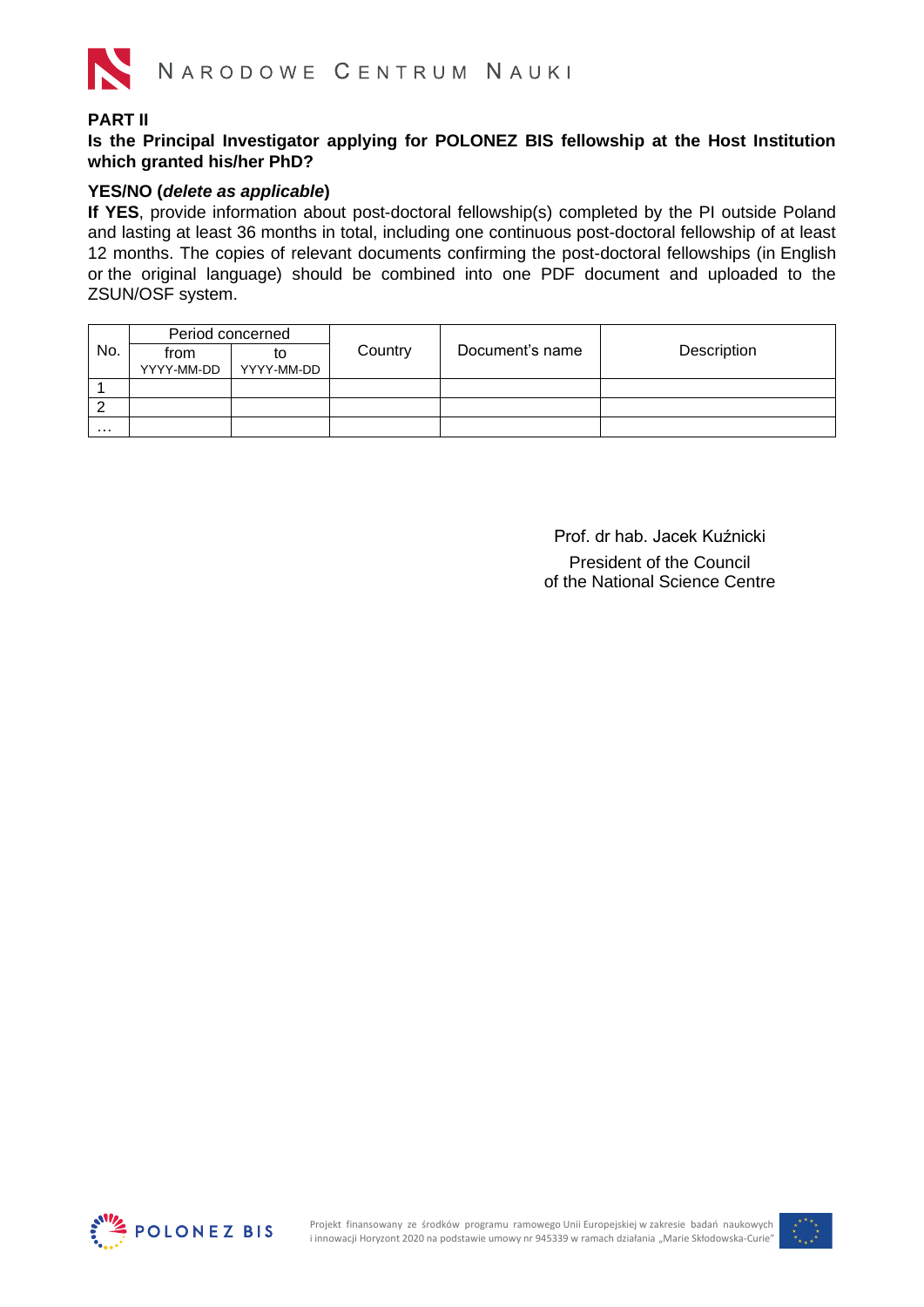**PART II**

**Is the Principal Investigator applying for POLONEZ BIS fellowship at the Host Institution which granted his/her PhD?**

**YES/NO (*delete as applicable*)**

**If YES**, provide information about post-doctoral fellowship(s) completed by the PI outside Poland and lasting at least 36 months in total, including one continuous post-doctoral fellowship of at least 12 months. The copies of relevant documents confirming the post-doctoral fellowships (in English or the original language) should be combined into one PDF document and uploaded to the ZSUN/OSF system.

| No. | Period concerned | | Country | Document's name | Description |
|---|---|---|---|---|---|
| | from YYYY-MM-DD | to YYYY-MM-DD | | | |
| 1 | | | | | |
| 2 | | | | | |
| … | | | | | |

Prof. dr hab. Jacek Kuźnicki

President of the Council
of the National Science Centre

Projekt finansowany ze środków programu ramowego Unii Europejskiej w zakresie badań naukowych i innowacji Horyzont 2020 na podstawie umowy nr 945339 w ramach działania „Marie Skłodowska-Curie"